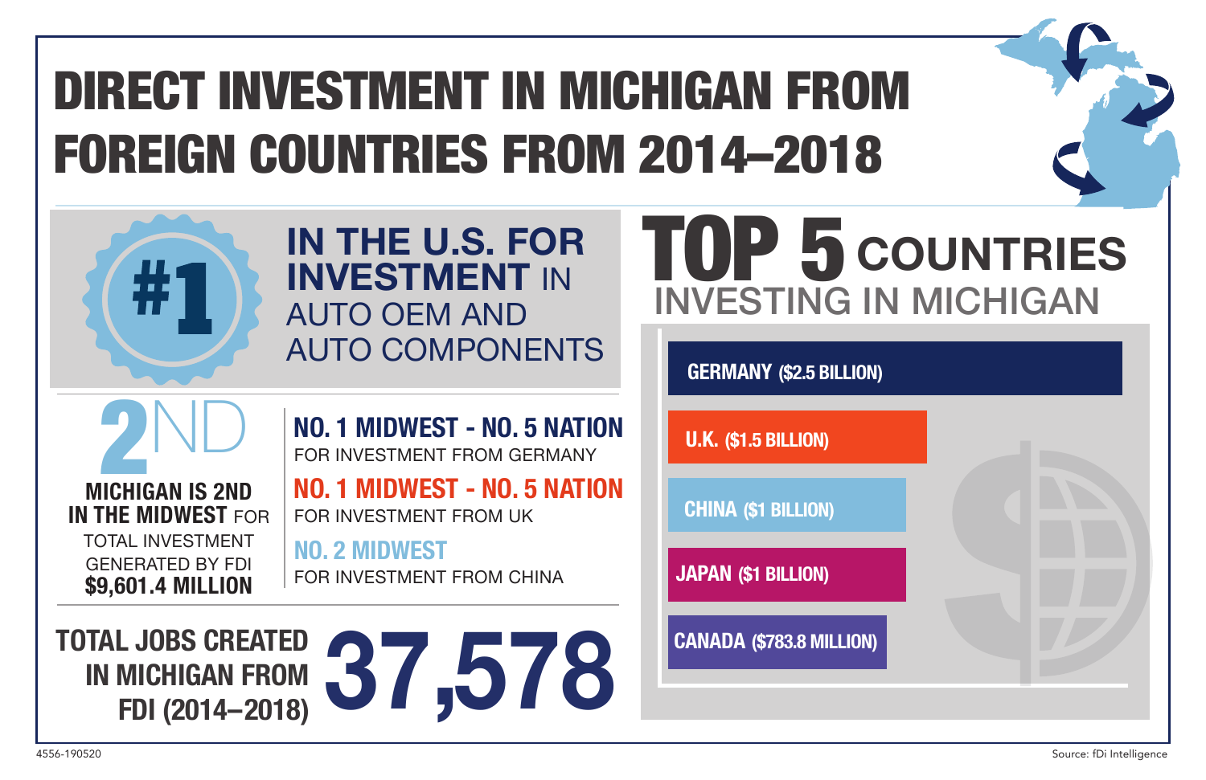# DIRECT INVESTMENT IN MICHIGAN FROM FOREIGN COUNTRIES FROM 2014–2018

## #1 IN THE U.S. FOR INVESTMENT IN AUTO OEM AND AUTO COMPONENTS

## 2ND

**MICHIGAN IS 2ND IN THE MIDWEST** FOR TOTAL INVESTMENT GENERATED BY FDI **$9,601.4 MILLION**

**NO. 1 MIDWEST - NO. 5 NATION**
FOR INVESTMENT FROM GERMANY

**NO. 1 MIDWEST - NO. 5 NATION**
FOR INVESTMENT FROM UK

**NO. 2 MIDWEST**
FOR INVESTMENT FROM CHINA

**TOTAL JOBS CREATED IN MICHIGAN FROM FDI (2014–2018)** **37,578**

## TOP 5 COUNTRIES INVESTING IN MICHIGAN

| Country | Investment |
| --- | --- |
| GERMANY | $2.5 BILLION |
| U.K. | $1.5 BILLION |
| CHINA | $1 BILLION |
| JAPAN | $1 BILLION |
| CANADA | $783.8 MILLION |

4556-190520

Source: fDi Intelligence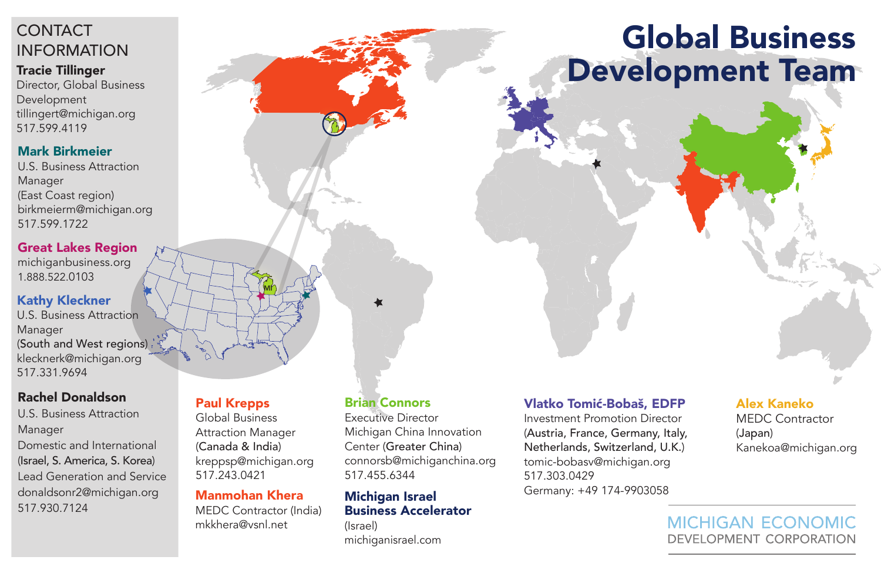# Global Business Development Team

## CONTACT INFORMATION

**Tracie Tillinger**
Director, Global Business Development
tillingert@michigan.org
517.599.4119

**Mark Birkmeier**
U.S. Business Attraction Manager
(East Coast region)
birkmeierm@michigan.org
517.599.1722

**Great Lakes Region**
michiganbusiness.org
1.888.522.0103

**Kathy Kleckner**
U.S. Business Attraction Manager
(South and West regions)
klecknerk@michigan.org
517.331.9694

**Rachel Donaldson**
U.S. Business Attraction Manager
Domestic and International
(Israel, S. America, S. Korea)
Lead Generation and Service
donaldsonr2@michigan.org
517.930.7124

MI

**Paul Krepps**
Global Business Attraction Manager
(Canada & India)
kreppsp@michigan.org
517.243.0421

**Manmohan Khera**
MEDC Contractor (India)
mkkhera@vsnl.net

**Brian Connors**
Executive Director
Michigan China Innovation Center (Greater China)
connorsb@michiganchina.org
517.455.6344

**Michigan Israel Business Accelerator**
(Israel)
michiganisrael.com

**Vlatko Tomić-Bobaš, EDFP**
Investment Promotion Director
(Austria, France, Germany, Italy, Netherlands, Switzerland, U.K.)
tomic-bobasv@michigan.org
517.303.0429
Germany: +49 174-9903058

**Alex Kaneko**
MEDC Contractor
(Japan)
Kanekoa@michigan.org

MICHIGAN ECONOMIC DEVELOPMENT CORPORATION